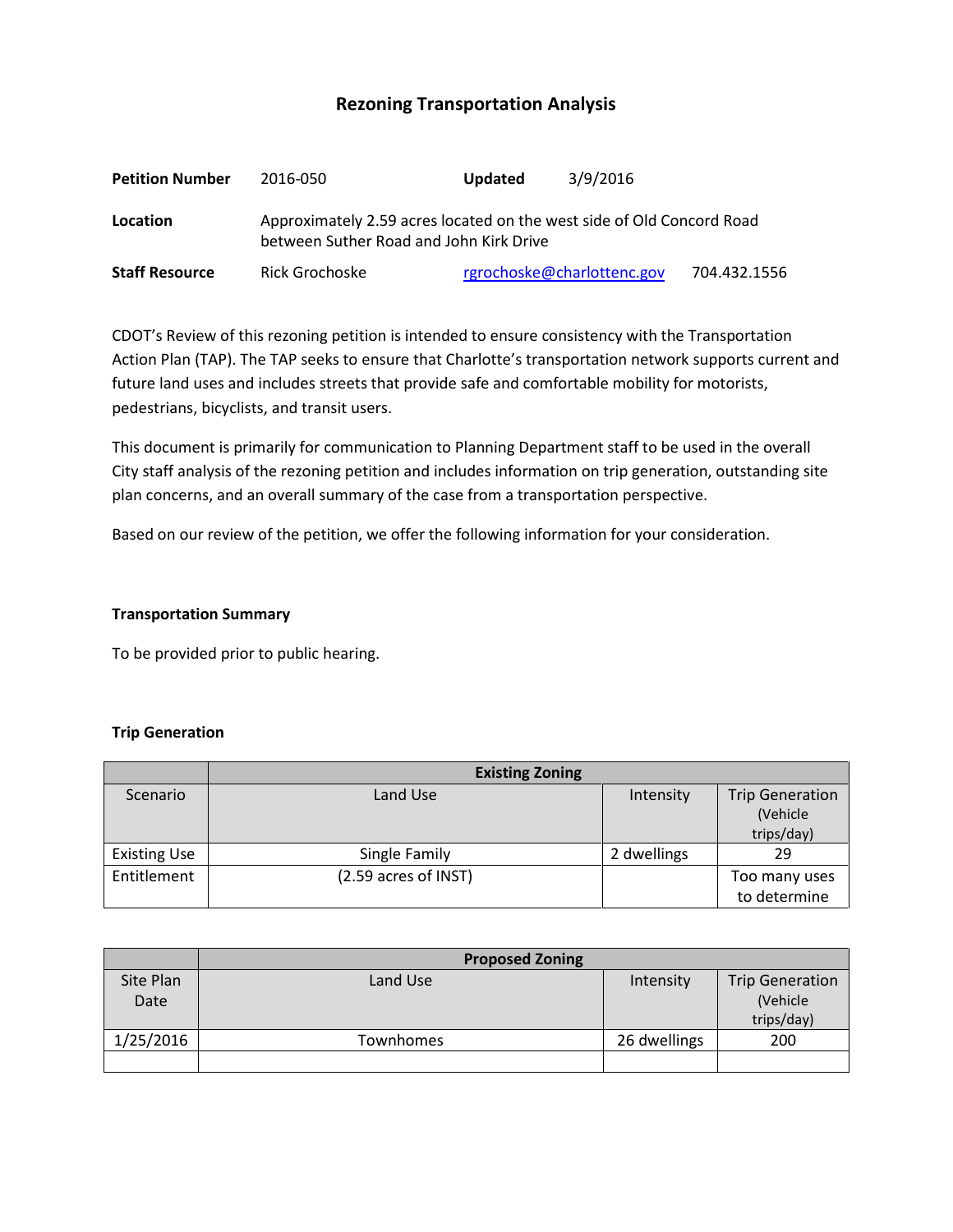# Rezoning Transportation Analysis

| | | | |
|---|---|---|---|
| **Petition Number** | 2016-050 | **Updated** | 3/9/2016 |
| **Location** | Approximately 2.59 acres located on the west side of Old Concord Road between Suther Road and John Kirk Drive | | |
| **Staff Resource** | Rick Grochoske | rgrochoske@charlottenc.gov | 704.432.1556 |

CDOT's Review of this rezoning petition is intended to ensure consistency with the Transportation Action Plan (TAP). The TAP seeks to ensure that Charlotte's transportation network supports current and future land uses and includes streets that provide safe and comfortable mobility for motorists, pedestrians, bicyclists, and transit users.

This document is primarily for communication to Planning Department staff to be used in the overall City staff analysis of the rezoning petition and includes information on trip generation, outstanding site plan concerns, and an overall summary of the case from a transportation perspective.

Based on our review of the petition, we offer the following information for your consideration.

### Transportation Summary

To be provided prior to public hearing.

### Trip Generation

| | Existing Zoning | | |
|---|---|---|---|
| Scenario | Land Use | Intensity | Trip Generation (Vehicle trips/day) |
| Existing Use | Single Family | 2 dwellings | 29 |
| Entitlement | (2.59 acres of INST) | | Too many uses to determine |

| | Proposed Zoning | | |
|---|---|---|---|
| Site Plan Date | Land Use | Intensity | Trip Generation (Vehicle trips/day) |
| 1/25/2016 | Townhomes | 26 dwellings | 200 |
| | | | |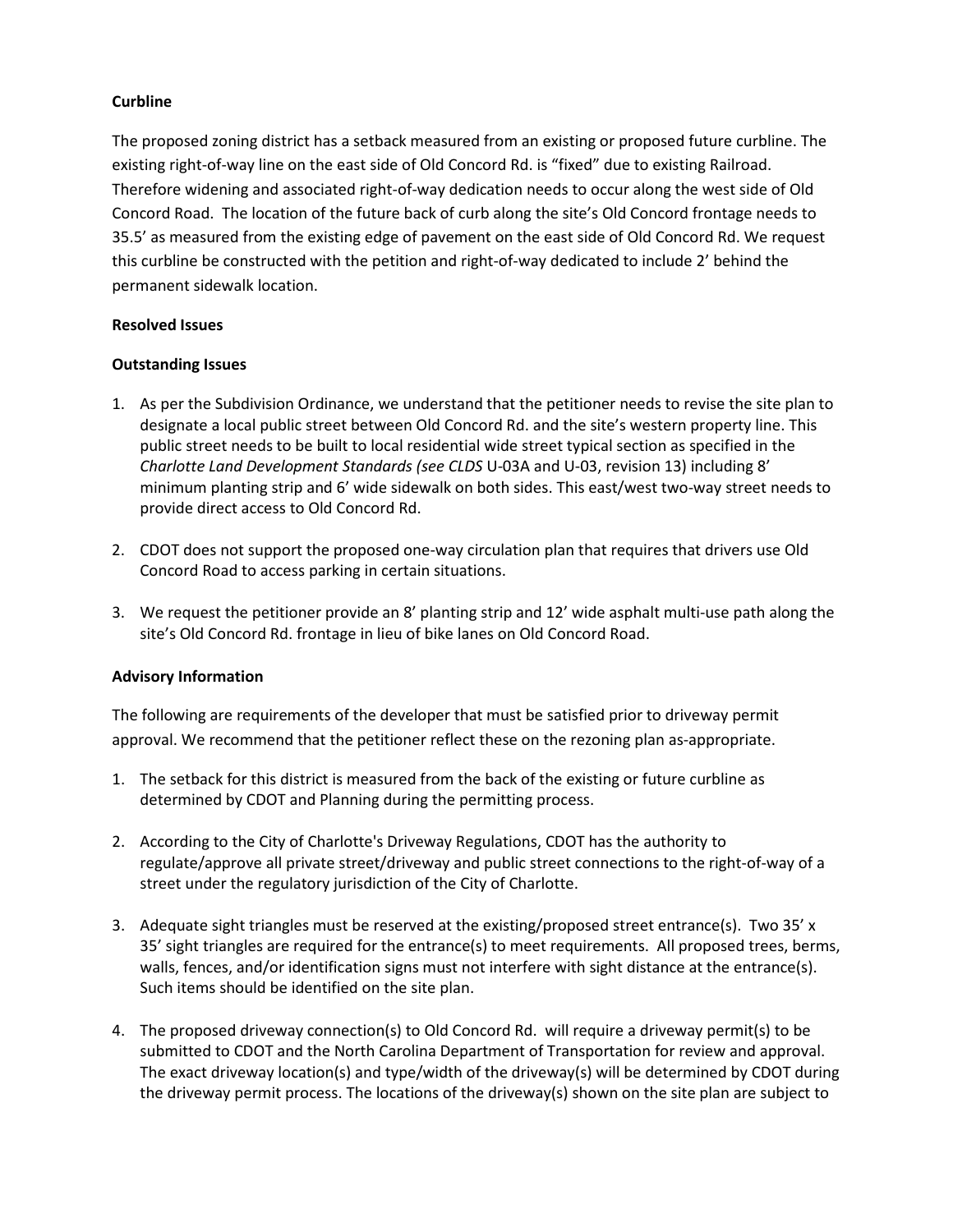**Curbline**

The proposed zoning district has a setback measured from an existing or proposed future curbline. The existing right-of-way line on the east side of Old Concord Rd. is "fixed" due to existing Railroad. Therefore widening and associated right-of-way dedication needs to occur along the west side of Old Concord Road. The location of the future back of curb along the site's Old Concord frontage needs to 35.5' as measured from the existing edge of pavement on the east side of Old Concord Rd. We request this curbline be constructed with the petition and right-of-way dedicated to include 2' behind the permanent sidewalk location.

**Resolved Issues**

**Outstanding Issues**

1. As per the Subdivision Ordinance, we understand that the petitioner needs to revise the site plan to designate a local public street between Old Concord Rd. and the site's western property line. This public street needs to be built to local residential wide street typical section as specified in the *Charlotte Land Development Standards (see CLDS* U-03A and U-03, revision 13) including 8' minimum planting strip and 6' wide sidewalk on both sides. This east/west two-way street needs to provide direct access to Old Concord Rd.

2. CDOT does not support the proposed one-way circulation plan that requires that drivers use Old Concord Road to access parking in certain situations.

3. We request the petitioner provide an 8' planting strip and 12' wide asphalt multi-use path along the site's Old Concord Rd. frontage in lieu of bike lanes on Old Concord Road.

**Advisory Information**

The following are requirements of the developer that must be satisfied prior to driveway permit approval. We recommend that the petitioner reflect these on the rezoning plan as-appropriate.

1. The setback for this district is measured from the back of the existing or future curbline as determined by CDOT and Planning during the permitting process.

2. According to the City of Charlotte's Driveway Regulations, CDOT has the authority to regulate/approve all private street/driveway and public street connections to the right-of-way of a street under the regulatory jurisdiction of the City of Charlotte.

3. Adequate sight triangles must be reserved at the existing/proposed street entrance(s). Two 35' x 35' sight triangles are required for the entrance(s) to meet requirements. All proposed trees, berms, walls, fences, and/or identification signs must not interfere with sight distance at the entrance(s). Such items should be identified on the site plan.

4. The proposed driveway connection(s) to Old Concord Rd. will require a driveway permit(s) to be submitted to CDOT and the North Carolina Department of Transportation for review and approval. The exact driveway location(s) and type/width of the driveway(s) will be determined by CDOT during the driveway permit process. The locations of the driveway(s) shown on the site plan are subject to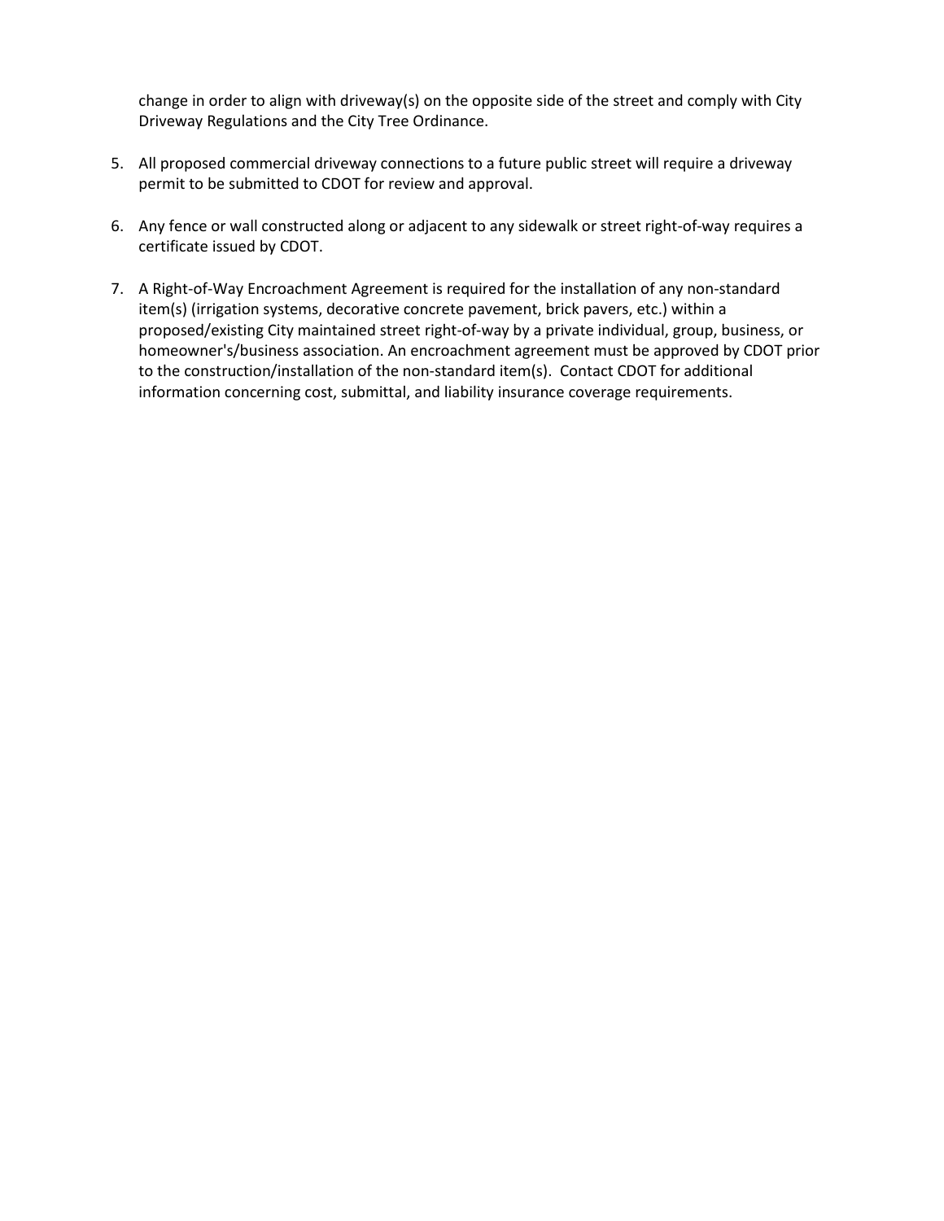change in order to align with driveway(s) on the opposite side of the street and comply with City Driveway Regulations and the City Tree Ordinance.

5. All proposed commercial driveway connections to a future public street will require a driveway permit to be submitted to CDOT for review and approval.

6. Any fence or wall constructed along or adjacent to any sidewalk or street right-of-way requires a certificate issued by CDOT.

7. A Right-of-Way Encroachment Agreement is required for the installation of any non-standard item(s) (irrigation systems, decorative concrete pavement, brick pavers, etc.) within a proposed/existing City maintained street right-of-way by a private individual, group, business, or homeowner's/business association. An encroachment agreement must be approved by CDOT prior to the construction/installation of the non-standard item(s). Contact CDOT for additional information concerning cost, submittal, and liability insurance coverage requirements.